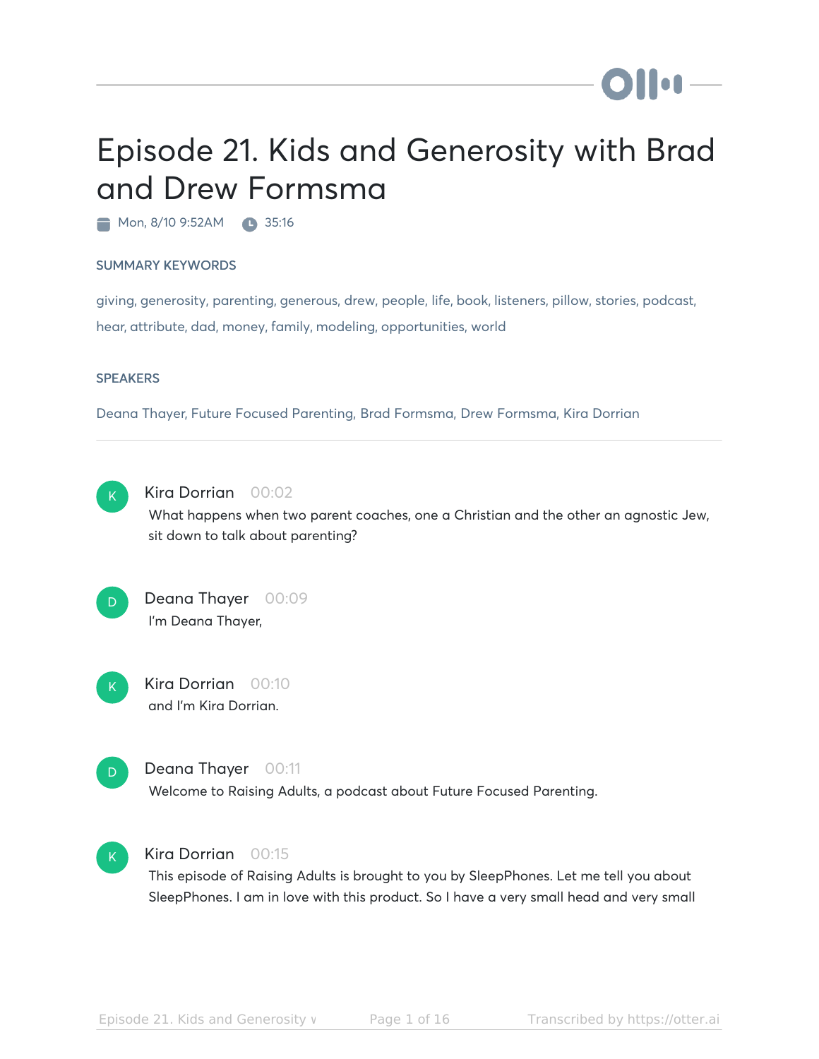# Episode 21. Kids and Generosity with Brad and Drew Formsma

Mon, 8/10 9:52AM 35:16

## SUMMARY KEYWORDS

giving, generosity, parenting, generous, drew, people, life, book, listeners, pillow, stories, podcast, hear, attribute, dad, money, family, modeling, opportunities, world

## SPEAKERS

Deana Thayer, Future Focused Parenting, Brad Formsma, Drew Formsma, Kira Dorrian

---

**Kira Dorrian** 00:02
What happens when two parent coaches, one a Christian and the other an agnostic Jew, sit down to talk about parenting?

**Deana Thayer** 00:09
I'm Deana Thayer,

**Kira Dorrian** 00:10
and I'm Kira Dorrian.

**Deana Thayer** 00:11
Welcome to Raising Adults, a podcast about Future Focused Parenting.

**Kira Dorrian** 00:15
This episode of Raising Adults is brought to you by SleepPhones. Let me tell you about SleepPhones. I am in love with this product. So I have a very small head and very small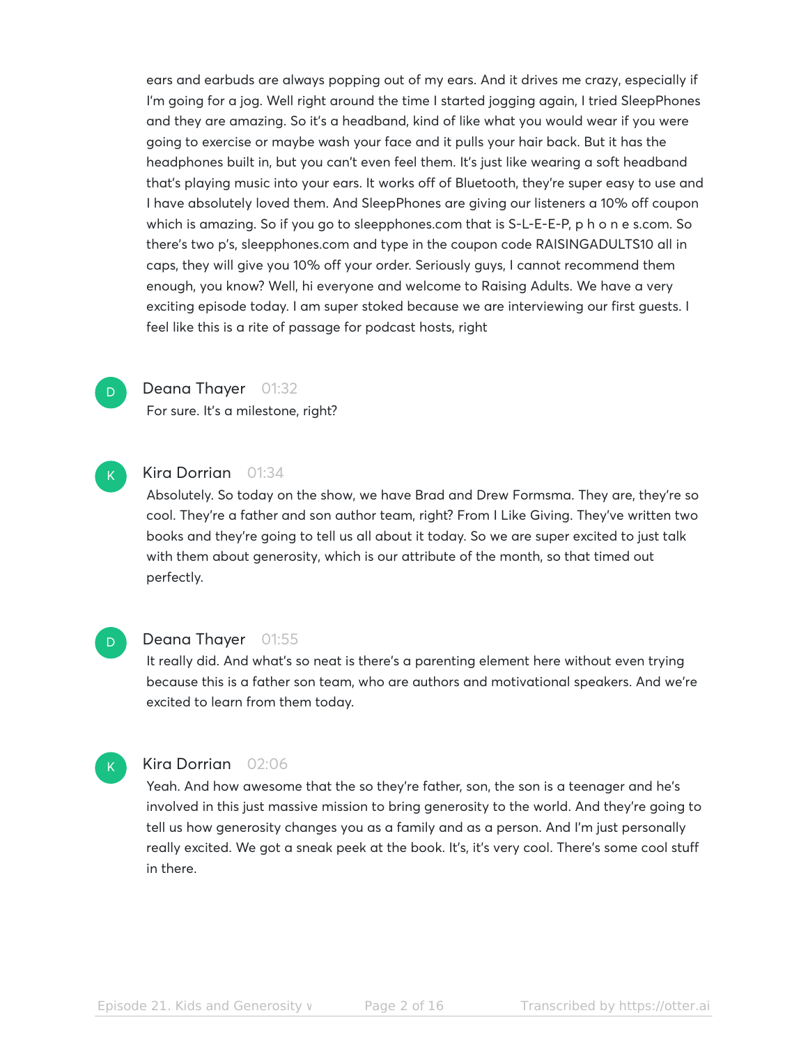ears and earbuds are always popping out of my ears. And it drives me crazy, especially if I'm going for a jog. Well right around the time I started jogging again, I tried SleepPhones and they are amazing. So it's a headband, kind of like what you would wear if you were going to exercise or maybe wash your face and it pulls your hair back. But it has the headphones built in, but you can't even feel them. It's just like wearing a soft headband that's playing music into your ears. It works off of Bluetooth, they're super easy to use and I have absolutely loved them. And SleepPhones are giving our listeners a 10% off coupon which is amazing. So if you go to sleepphones.com that is S-L-E-E-P, p h o n e s.com. So there's two p's, sleepphones.com and type in the coupon code RAISINGADULTS10 all in caps, they will give you 10% off your order. Seriously guys, I cannot recommend them enough, you know? Well, hi everyone and welcome to Raising Adults. We have a very exciting episode today. I am super stoked because we are interviewing our first guests. I feel like this is a rite of passage for podcast hosts, right

**Deana Thayer** 01:32
For sure. It's a milestone, right?

**Kira Dorrian** 01:34
Absolutely. So today on the show, we have Brad and Drew Formsma. They are, they're so cool. They're a father and son author team, right? From I Like Giving. They've written two books and they're going to tell us all about it today. So we are super excited to just talk with them about generosity, which is our attribute of the month, so that timed out perfectly.

**Deana Thayer** 01:55
It really did. And what's so neat is there's a parenting element here without even trying because this is a father son team, who are authors and motivational speakers. And we're excited to learn from them today.

**Kira Dorrian** 02:06
Yeah. And how awesome that the so they're father, son, the son is a teenager and he's involved in this just massive mission to bring generosity to the world. And they're going to tell us how generosity changes you as a family and as a person. And I'm just personally really excited. We got a sneak peek at the book. It's, it's very cool. There's some cool stuff in there.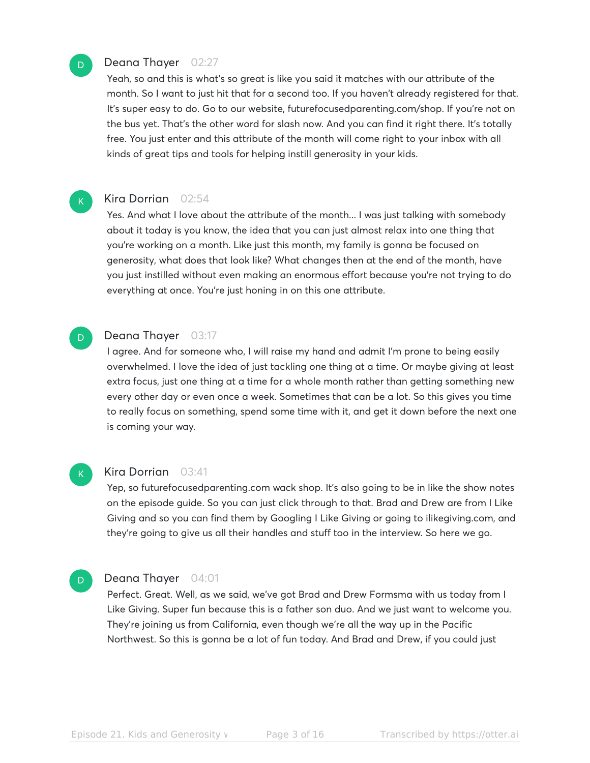**Deana Thayer** 02:27

Yeah, so and this is what's so great is like you said it matches with our attribute of the month. So I want to just hit that for a second too. If you haven't already registered for that. It's super easy to do. Go to our website, futurefocusedparenting.com/shop. If you're not on the bus yet. That's the other word for slash now. And you can find it right there. It's totally free. You just enter and this attribute of the month will come right to your inbox with all kinds of great tips and tools for helping instill generosity in your kids.

**Kira Dorrian** 02:54

Yes. And what I love about the attribute of the month... I was just talking with somebody about it today is you know, the idea that you can just almost relax into one thing that you're working on a month. Like just this month, my family is gonna be focused on generosity, what does that look like? What changes then at the end of the month, have you just instilled without even making an enormous effort because you're not trying to do everything at once. You're just honing in on this one attribute.

**Deana Thayer** 03:17

I agree. And for someone who, I will raise my hand and admit I'm prone to being easily overwhelmed. I love the idea of just tackling one thing at a time. Or maybe giving at least extra focus, just one thing at a time for a whole month rather than getting something new every other day or even once a week. Sometimes that can be a lot. So this gives you time to really focus on something, spend some time with it, and get it down before the next one is coming your way.

**Kira Dorrian** 03:41

Yep, so futurefocusedparenting.com wack shop. It's also going to be in like the show notes on the episode guide. So you can just click through to that. Brad and Drew are from I Like Giving and so you can find them by Googling I Like Giving or going to ilikegiving.com, and they're going to give us all their handles and stuff too in the interview. So here we go.

**Deana Thayer** 04:01

Perfect. Great. Well, as we said, we've got Brad and Drew Formsma with us today from I Like Giving. Super fun because this is a father son duo. And we just want to welcome you. They're joining us from California, even though we're all the way up in the Pacific Northwest. So this is gonna be a lot of fun today. And Brad and Drew, if you could just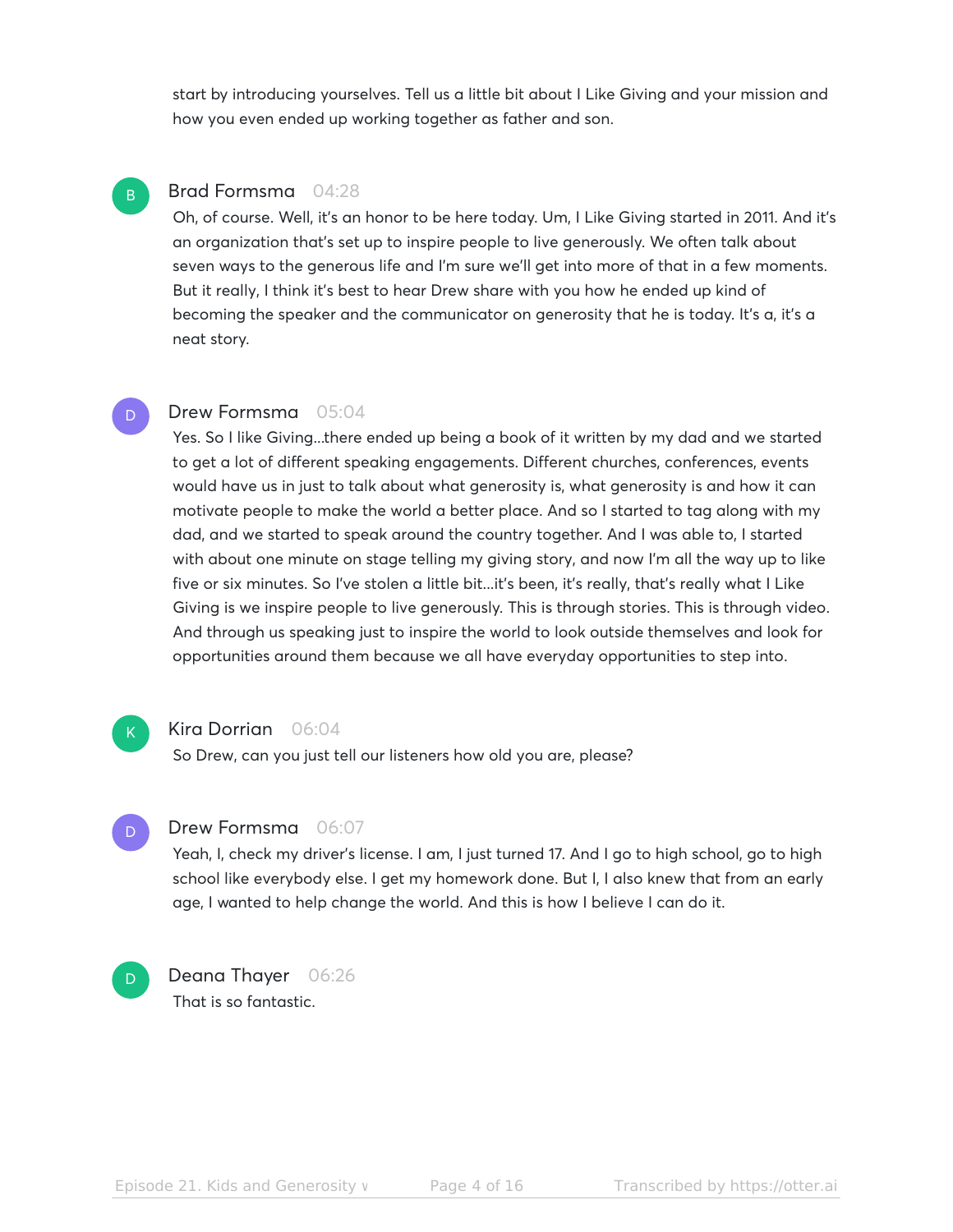start by introducing yourselves. Tell us a little bit about I Like Giving and your mission and how you even ended up working together as father and son.

**Brad Formsma** 04:28

Oh, of course. Well, it's an honor to be here today. Um, I Like Giving started in 2011. And it's an organization that's set up to inspire people to live generously. We often talk about seven ways to the generous life and I'm sure we'll get into more of that in a few moments. But it really, I think it's best to hear Drew share with you how he ended up kind of becoming the speaker and the communicator on generosity that he is today. It's a, it's a neat story.

**Drew Formsma** 05:04

Yes. So I like Giving...there ended up being a book of it written by my dad and we started to get a lot of different speaking engagements. Different churches, conferences, events would have us in just to talk about what generosity is, what generosity is and how it can motivate people to make the world a better place. And so I started to tag along with my dad, and we started to speak around the country together. And I was able to, I started with about one minute on stage telling my giving story, and now I'm all the way up to like five or six minutes. So I've stolen a little bit...it's been, it's really, that's really what I Like Giving is we inspire people to live generously. This is through stories. This is through video. And through us speaking just to inspire the world to look outside themselves and look for opportunities around them because we all have everyday opportunities to step into.

**Kira Dorrian** 06:04

So Drew, can you just tell our listeners how old you are, please?

**Drew Formsma** 06:07

Yeah, I, check my driver's license. I am, I just turned 17. And I go to high school, go to high school like everybody else. I get my homework done. But I, I also knew that from an early age, I wanted to help change the world. And this is how I believe I can do it.

**Deana Thayer** 06:26

That is so fantastic.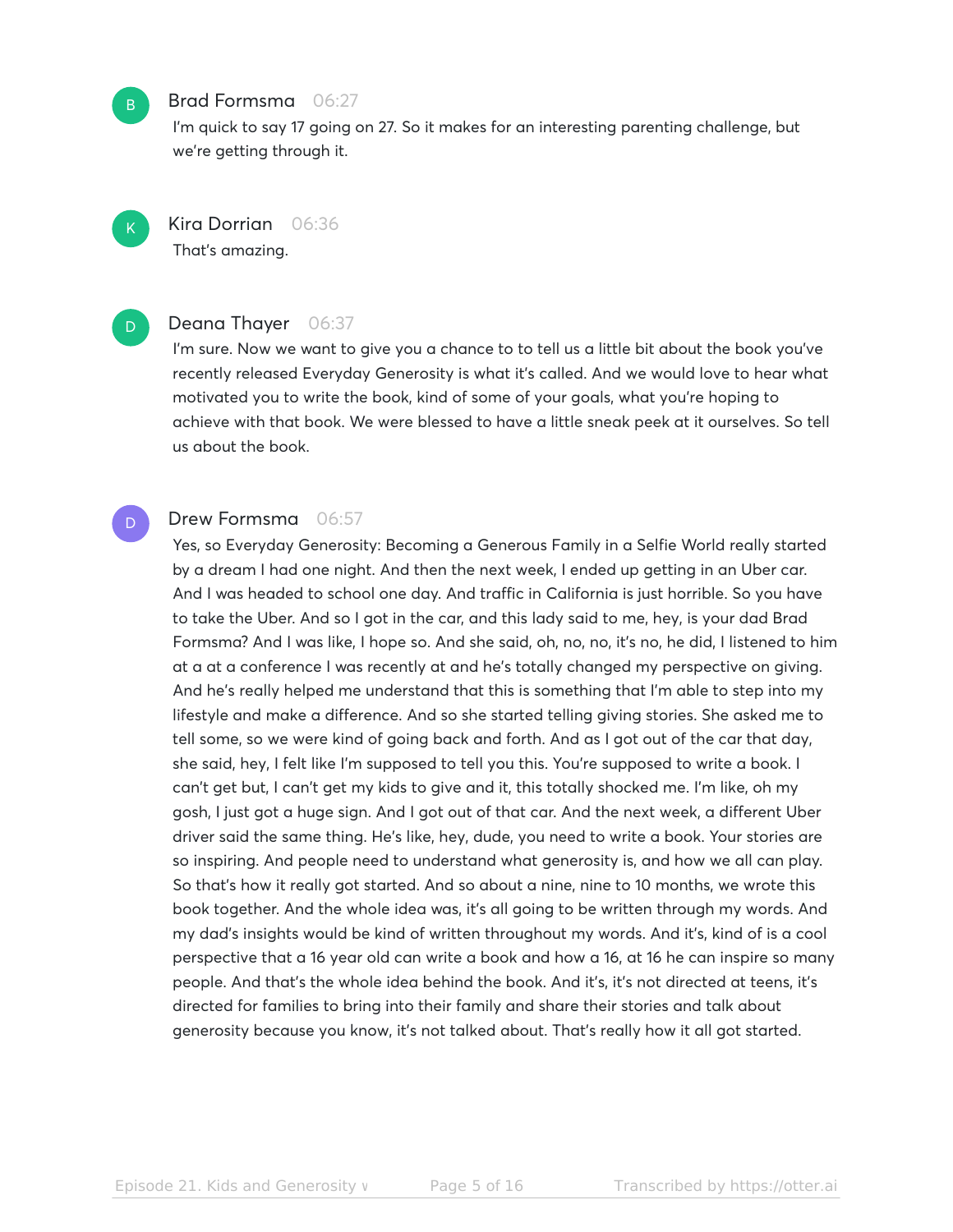**Brad Formsma** 06:27

I'm quick to say 17 going on 27. So it makes for an interesting parenting challenge, but we're getting through it.

**Kira Dorrian** 06:36

That's amazing.

**Deana Thayer** 06:37

I'm sure. Now we want to give you a chance to to tell us a little bit about the book you've recently released Everyday Generosity is what it's called. And we would love to hear what motivated you to write the book, kind of some of your goals, what you're hoping to achieve with that book. We were blessed to have a little sneak peek at it ourselves. So tell us about the book.

**Drew Formsma** 06:57

Yes, so Everyday Generosity: Becoming a Generous Family in a Selfie World really started by a dream I had one night. And then the next week, I ended up getting in an Uber car. And I was headed to school one day. And traffic in California is just horrible. So you have to take the Uber. And so I got in the car, and this lady said to me, hey, is your dad Brad Formsma? And I was like, I hope so. And she said, oh, no, no, it's no, he did, I listened to him at a at a conference I was recently at and he's totally changed my perspective on giving. And he's really helped me understand that this is something that I'm able to step into my lifestyle and make a difference. And so she started telling giving stories. She asked me to tell some, so we were kind of going back and forth. And as I got out of the car that day, she said, hey, I felt like I'm supposed to tell you this. You're supposed to write a book. I can't get but, I can't get my kids to give and it, this totally shocked me. I'm like, oh my gosh, I just got a huge sign. And I got out of that car. And the next week, a different Uber driver said the same thing. He's like, hey, dude, you need to write a book. Your stories are so inspiring. And people need to understand what generosity is, and how we all can play. So that's how it really got started. And so about a nine, nine to 10 months, we wrote this book together. And the whole idea was, it's all going to be written through my words. And my dad's insights would be kind of written throughout my words. And it's, kind of is a cool perspective that a 16 year old can write a book and how a 16, at 16 he can inspire so many people. And that's the whole idea behind the book. And it's, it's not directed at teens, it's directed for families to bring into their family and share their stories and talk about generosity because you know, it's not talked about. That's really how it all got started.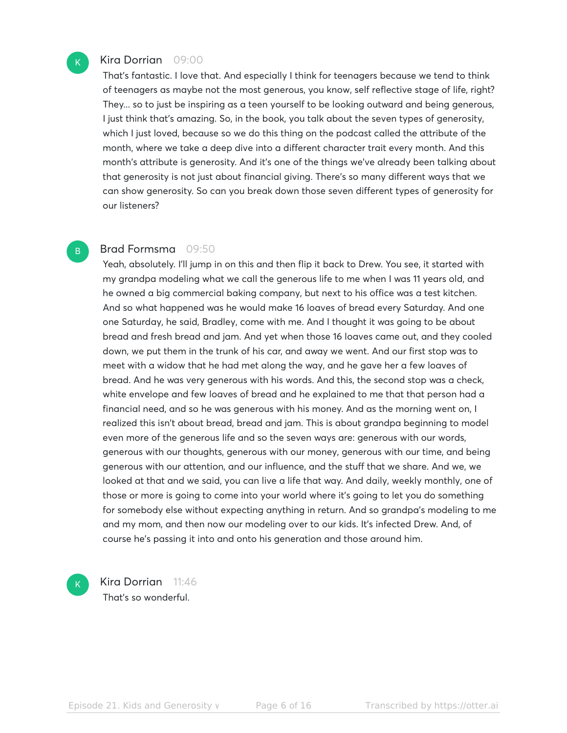**Kira Dorrian** 09:00

That's fantastic. I love that. And especially I think for teenagers because we tend to think of teenagers as maybe not the most generous, you know, self reflective stage of life, right? They... so to just be inspiring as a teen yourself to be looking outward and being generous, I just think that's amazing. So, in the book, you talk about the seven types of generosity, which I just loved, because so we do this thing on the podcast called the attribute of the month, where we take a deep dive into a different character trait every month. And this month's attribute is generosity. And it's one of the things we've already been talking about that generosity is not just about financial giving. There's so many different ways that we can show generosity. So can you break down those seven different types of generosity for our listeners?

**Brad Formsma** 09:50

Yeah, absolutely. I'll jump in on this and then flip it back to Drew. You see, it started with my grandpa modeling what we call the generous life to me when I was 11 years old, and he owned a big commercial baking company, but next to his office was a test kitchen. And so what happened was he would make 16 loaves of bread every Saturday. And one one Saturday, he said, Bradley, come with me. And I thought it was going to be about bread and fresh bread and jam. And yet when those 16 loaves came out, and they cooled down, we put them in the trunk of his car, and away we went. And our first stop was to meet with a widow that he had met along the way, and he gave her a few loaves of bread. And he was very generous with his words. And this, the second stop was a check, white envelope and few loaves of bread and he explained to me that that person had a financial need, and so he was generous with his money. And as the morning went on, I realized this isn't about bread, bread and jam. This is about grandpa beginning to model even more of the generous life and so the seven ways are: generous with our words, generous with our thoughts, generous with our money, generous with our time, and being generous with our attention, and our influence, and the stuff that we share. And we, we looked at that and we said, you can live a life that way. And daily, weekly monthly, one of those or more is going to come into your world where it's going to let you do something for somebody else without expecting anything in return. And so grandpa's modeling to me and my mom, and then now our modeling over to our kids. It's infected Drew. And, of course he's passing it into and onto his generation and those around him.

**Kira Dorrian** 11:46

That's so wonderful.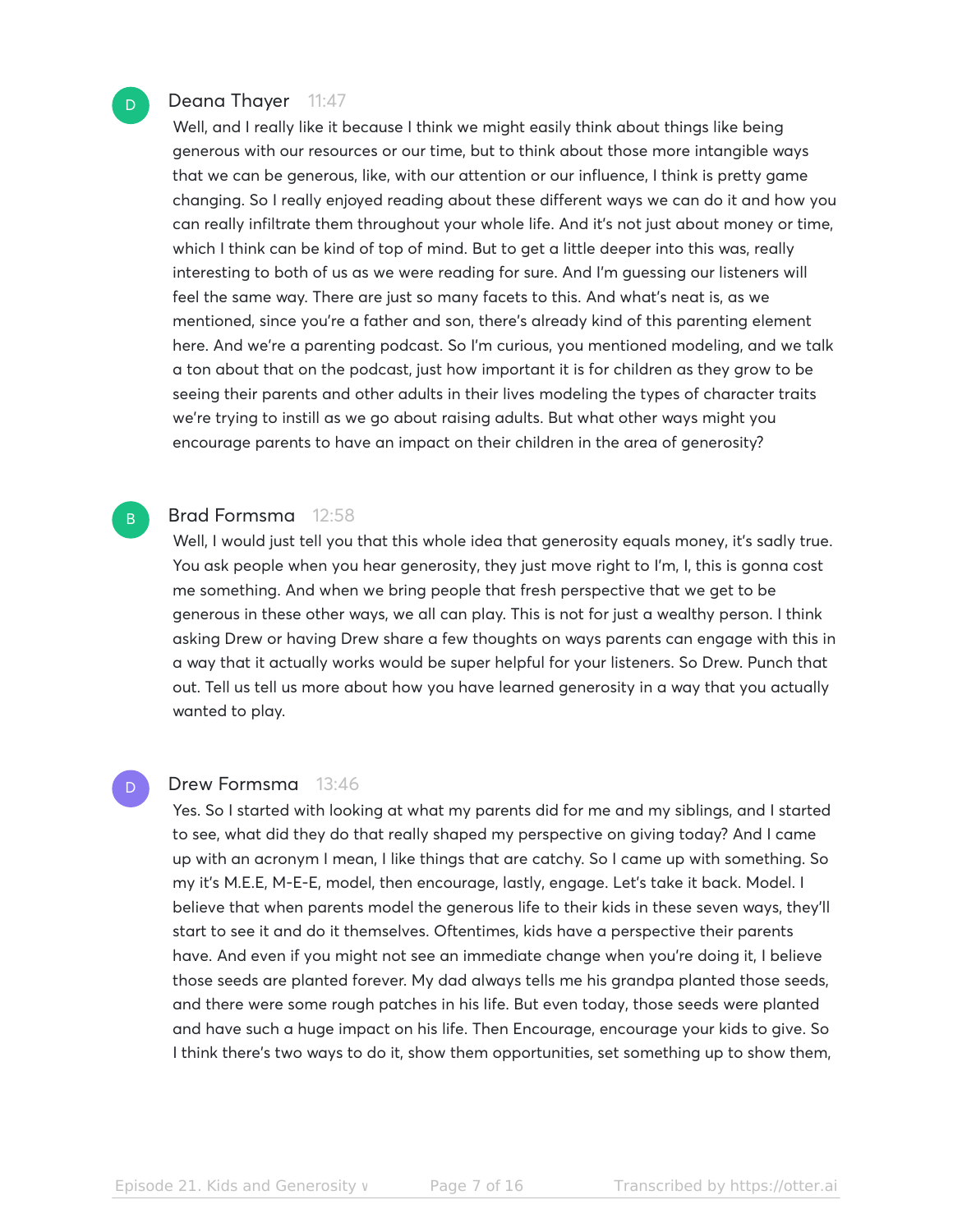**Deana Thayer** 11:47

Well, and I really like it because I think we might easily think about things like being generous with our resources or our time, but to think about those more intangible ways that we can be generous, like, with our attention or our influence, I think is pretty game changing. So I really enjoyed reading about these different ways we can do it and how you can really infiltrate them throughout your whole life. And it's not just about money or time, which I think can be kind of top of mind. But to get a little deeper into this was, really interesting to both of us as we were reading for sure. And I'm guessing our listeners will feel the same way. There are just so many facets to this. And what's neat is, as we mentioned, since you're a father and son, there's already kind of this parenting element here. And we're a parenting podcast. So I'm curious, you mentioned modeling, and we talk a ton about that on the podcast, just how important it is for children as they grow to be seeing their parents and other adults in their lives modeling the types of character traits we're trying to instill as we go about raising adults. But what other ways might you encourage parents to have an impact on their children in the area of generosity?

**Brad Formsma** 12:58

Well, I would just tell you that this whole idea that generosity equals money, it's sadly true. You ask people when you hear generosity, they just move right to I'm, I, this is gonna cost me something. And when we bring people that fresh perspective that we get to be generous in these other ways, we all can play. This is not for just a wealthy person. I think asking Drew or having Drew share a few thoughts on ways parents can engage with this in a way that it actually works would be super helpful for your listeners. So Drew. Punch that out. Tell us tell us more about how you have learned generosity in a way that you actually wanted to play.

**Drew Formsma** 13:46

Yes. So I started with looking at what my parents did for me and my siblings, and I started to see, what did they do that really shaped my perspective on giving today? And I came up with an acronym I mean, I like things that are catchy. So I came up with something. So my it's M.E.E, M-E-E, model, then encourage, lastly, engage. Let's take it back. Model. I believe that when parents model the generous life to their kids in these seven ways, they'll start to see it and do it themselves. Oftentimes, kids have a perspective their parents have. And even if you might not see an immediate change when you're doing it, I believe those seeds are planted forever. My dad always tells me his grandpa planted those seeds, and there were some rough patches in his life. But even today, those seeds were planted and have such a huge impact on his life. Then Encourage, encourage your kids to give. So I think there's two ways to do it, show them opportunities, set something up to show them,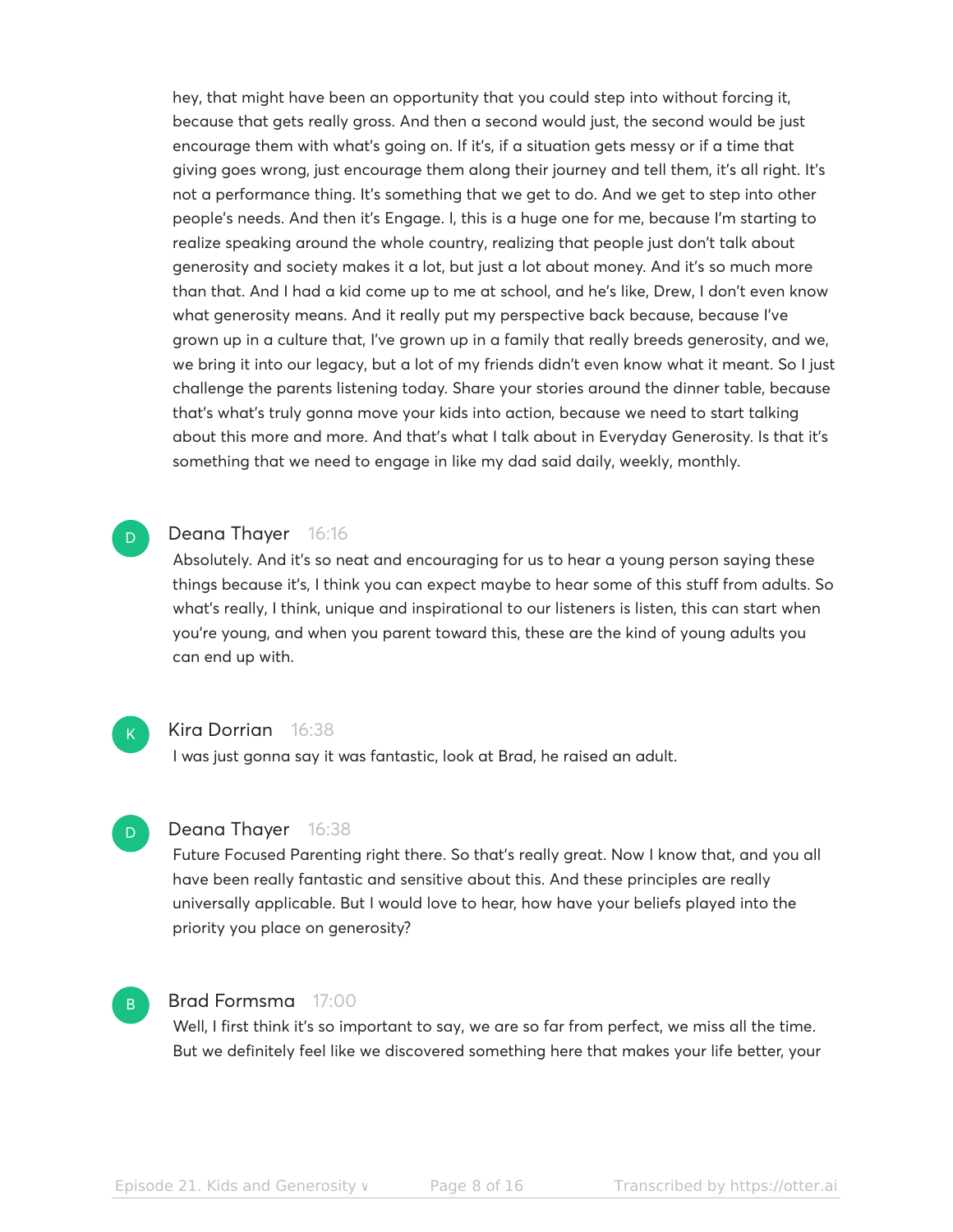hey, that might have been an opportunity that you could step into without forcing it, because that gets really gross. And then a second would just, the second would be just encourage them with what's going on. If it's, if a situation gets messy or if a time that giving goes wrong, just encourage them along their journey and tell them, it's all right. It's not a performance thing. It's something that we get to do. And we get to step into other people's needs. And then it's Engage. I, this is a huge one for me, because I'm starting to realize speaking around the whole country, realizing that people just don't talk about generosity and society makes it a lot, but just a lot about money. And it's so much more than that. And I had a kid come up to me at school, and he's like, Drew, I don't even know what generosity means. And it really put my perspective back because, because I've grown up in a culture that, I've grown up in a family that really breeds generosity, and we, we bring it into our legacy, but a lot of my friends didn't even know what it meant. So I just challenge the parents listening today. Share your stories around the dinner table, because that's what's truly gonna move your kids into action, because we need to start talking about this more and more. And that's what I talk about in Everyday Generosity. Is that it's something that we need to engage in like my dad said daily, weekly, monthly.

**Deana Thayer** 16:16

Absolutely. And it's so neat and encouraging for us to hear a young person saying these things because it's, I think you can expect maybe to hear some of this stuff from adults. So what's really, I think, unique and inspirational to our listeners is listen, this can start when you're young, and when you parent toward this, these are the kind of young adults you can end up with.

**Kira Dorrian** 16:38

I was just gonna say it was fantastic, look at Brad, he raised an adult.

**Deana Thayer** 16:38

Future Focused Parenting right there. So that's really great. Now I know that, and you all have been really fantastic and sensitive about this. And these principles are really universally applicable. But I would love to hear, how have your beliefs played into the priority you place on generosity?

**Brad Formsma** 17:00

Well, I first think it's so important to say, we are so far from perfect, we miss all the time. But we definitely feel like we discovered something here that makes your life better, your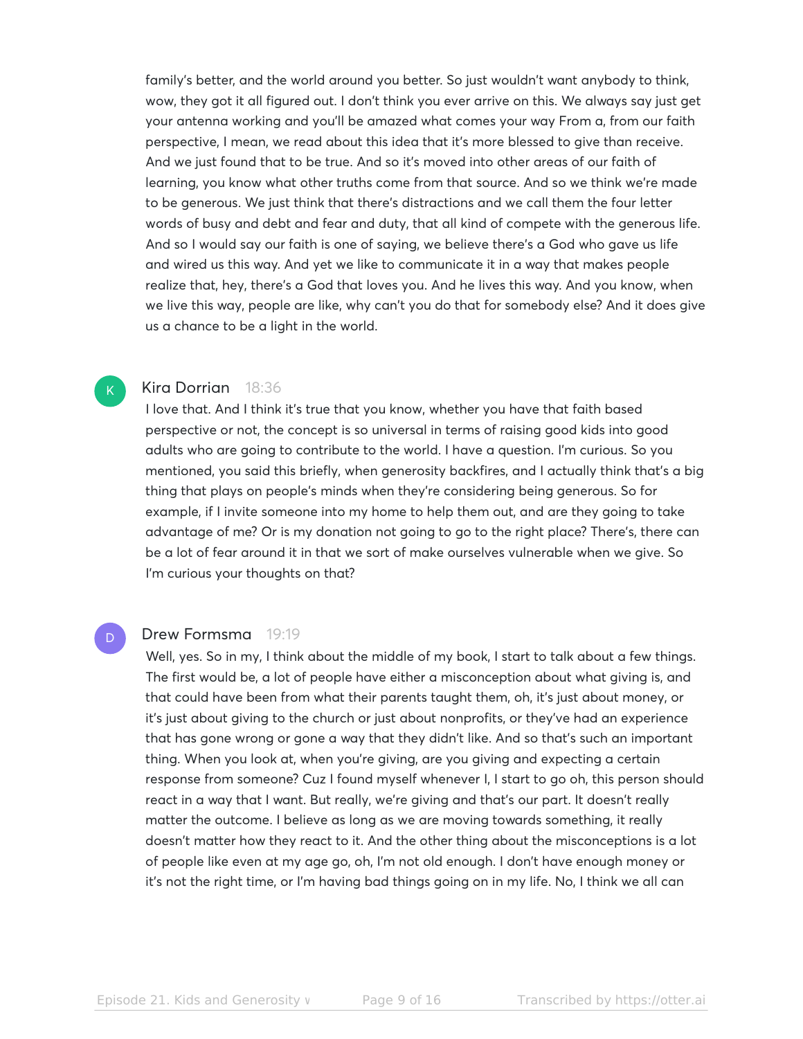family's better, and the world around you better. So just wouldn't want anybody to think, wow, they got it all figured out. I don't think you ever arrive on this. We always say just get your antenna working and you'll be amazed what comes your way From a, from our faith perspective, I mean, we read about this idea that it's more blessed to give than receive. And we just found that to be true. And so it's moved into other areas of our faith of learning, you know what other truths come from that source. And so we think we're made to be generous. We just think that there's distractions and we call them the four letter words of busy and debt and fear and duty, that all kind of compete with the generous life. And so I would say our faith is one of saying, we believe there's a God who gave us life and wired us this way. And yet we like to communicate it in a way that makes people realize that, hey, there's a God that loves you. And he lives this way. And you know, when we live this way, people are like, why can't you do that for somebody else? And it does give us a chance to be a light in the world.

**Kira Dorrian** 18:36

I love that. And I think it's true that you know, whether you have that faith based perspective or not, the concept is so universal in terms of raising good kids into good adults who are going to contribute to the world. I have a question. I'm curious. So you mentioned, you said this briefly, when generosity backfires, and I actually think that's a big thing that plays on people's minds when they're considering being generous. So for example, if I invite someone into my home to help them out, and are they going to take advantage of me? Or is my donation not going to go to the right place? There's, there can be a lot of fear around it in that we sort of make ourselves vulnerable when we give. So I'm curious your thoughts on that?

**Drew Formsma** 19:19

Well, yes. So in my, I think about the middle of my book, I start to talk about a few things. The first would be, a lot of people have either a misconception about what giving is, and that could have been from what their parents taught them, oh, it's just about money, or it's just about giving to the church or just about nonprofits, or they've had an experience that has gone wrong or gone a way that they didn't like. And so that's such an important thing. When you look at, when you're giving, are you giving and expecting a certain response from someone? Cuz I found myself whenever I, I start to go oh, this person should react in a way that I want. But really, we're giving and that's our part. It doesn't really matter the outcome. I believe as long as we are moving towards something, it really doesn't matter how they react to it. And the other thing about the misconceptions is a lot of people like even at my age go, oh, I'm not old enough. I don't have enough money or it's not the right time, or I'm having bad things going on in my life. No, I think we all can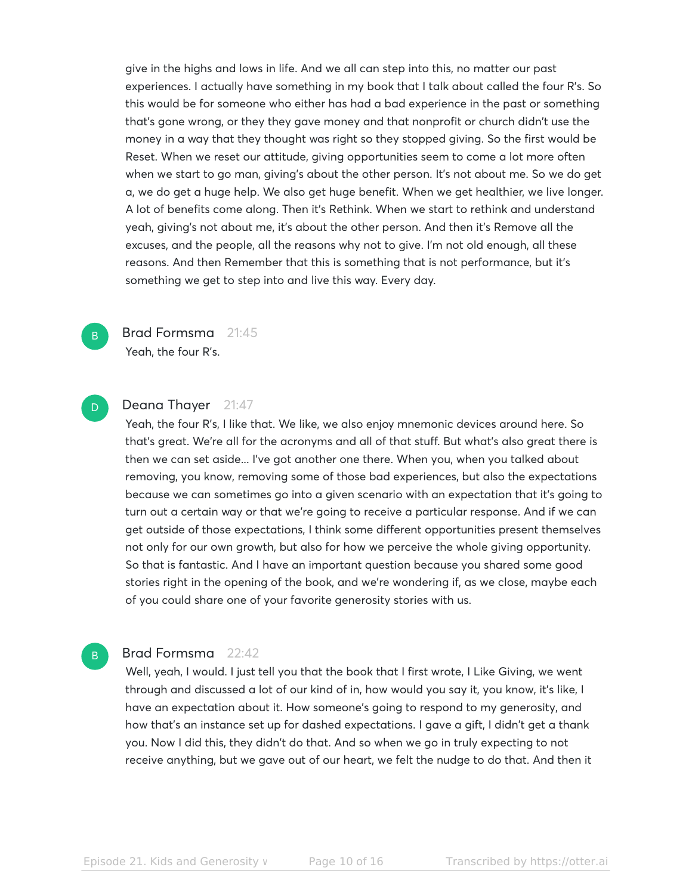give in the highs and lows in life. And we all can step into this, no matter our past experiences. I actually have something in my book that I talk about called the four R's. So this would be for someone who either has had a bad experience in the past or something that's gone wrong, or they they gave money and that nonprofit or church didn't use the money in a way that they thought was right so they stopped giving. So the first would be Reset. When we reset our attitude, giving opportunities seem to come a lot more often when we start to go man, giving's about the other person. It's not about me. So we do get a, we do get a huge help. We also get huge benefit. When we get healthier, we live longer. A lot of benefits come along. Then it's Rethink. When we start to rethink and understand yeah, giving's not about me, it's about the other person. And then it's Remove all the excuses, and the people, all the reasons why not to give. I'm not old enough, all these reasons. And then Remember that this is something that is not performance, but it's something we get to step into and live this way. Every day.

**Brad Formsma** 21:45

Yeah, the four R's.

**Deana Thayer** 21:47

Yeah, the four R's, I like that. We like, we also enjoy mnemonic devices around here. So that's great. We're all for the acronyms and all of that stuff. But what's also great there is then we can set aside... I've got another one there. When you, when you talked about removing, you know, removing some of those bad experiences, but also the expectations because we can sometimes go into a given scenario with an expectation that it's going to turn out a certain way or that we're going to receive a particular response. And if we can get outside of those expectations, I think some different opportunities present themselves not only for our own growth, but also for how we perceive the whole giving opportunity. So that is fantastic. And I have an important question because you shared some good stories right in the opening of the book, and we're wondering if, as we close, maybe each of you could share one of your favorite generosity stories with us.

**Brad Formsma** 22:42

Well, yeah, I would. I just tell you that the book that I first wrote, I Like Giving, we went through and discussed a lot of our kind of in, how would you say it, you know, it's like, I have an expectation about it. How someone's going to respond to my generosity, and how that's an instance set up for dashed expectations. I gave a gift, I didn't get a thank you. Now I did this, they didn't do that. And so when we go in truly expecting to not receive anything, but we gave out of our heart, we felt the nudge to do that. And then it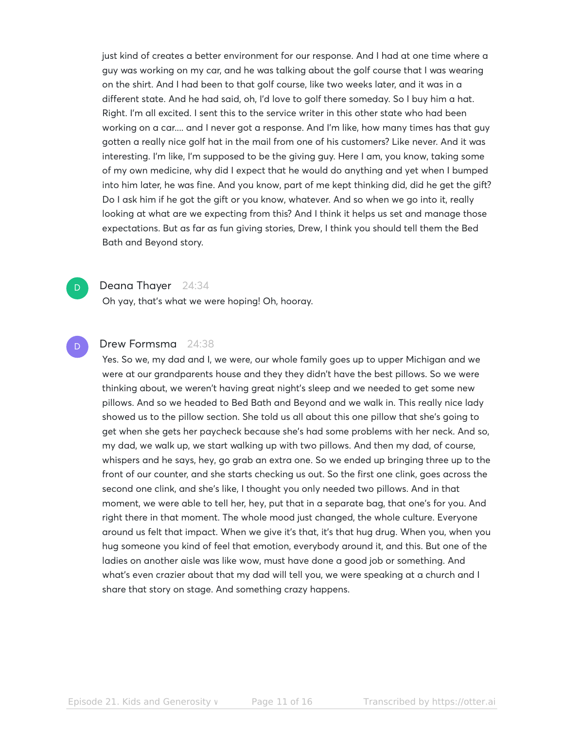just kind of creates a better environment for our response. And I had at one time where a guy was working on my car, and he was talking about the golf course that I was wearing on the shirt. And I had been to that golf course, like two weeks later, and it was in a different state. And he had said, oh, I'd love to golf there someday. So I buy him a hat. Right. I'm all excited. I sent this to the service writer in this other state who had been working on a car.... and I never got a response. And I'm like, how many times has that guy gotten a really nice golf hat in the mail from one of his customers? Like never. And it was interesting. I'm like, I'm supposed to be the giving guy. Here I am, you know, taking some of my own medicine, why did I expect that he would do anything and yet when I bumped into him later, he was fine. And you know, part of me kept thinking did, did he get the gift? Do I ask him if he got the gift or you know, whatever. And so when we go into it, really looking at what are we expecting from this? And I think it helps us set and manage those expectations. But as far as fun giving stories, Drew, I think you should tell them the Bed Bath and Beyond story.

**Deana Thayer** 24:34

Oh yay, that's what we were hoping! Oh, hooray.

**Drew Formsma** 24:38

Yes. So we, my dad and I, we were, our whole family goes up to upper Michigan and we were at our grandparents house and they they didn't have the best pillows. So we were thinking about, we weren't having great night's sleep and we needed to get some new pillows. And so we headed to Bed Bath and Beyond and we walk in. This really nice lady showed us to the pillow section. She told us all about this one pillow that she's going to get when she gets her paycheck because she's had some problems with her neck. And so, my dad, we walk up, we start walking up with two pillows. And then my dad, of course, whispers and he says, hey, go grab an extra one. So we ended up bringing three up to the front of our counter, and she starts checking us out. So the first one clink, goes across the second one clink, and she's like, I thought you only needed two pillows. And in that moment, we were able to tell her, hey, put that in a separate bag, that one's for you. And right there in that moment. The whole mood just changed, the whole culture. Everyone around us felt that impact. When we give it's that, it's that hug drug. When you, when you hug someone you kind of feel that emotion, everybody around it, and this. But one of the ladies on another aisle was like wow, must have done a good job or something. And what's even crazier about that my dad will tell you, we were speaking at a church and I share that story on stage. And something crazy happens.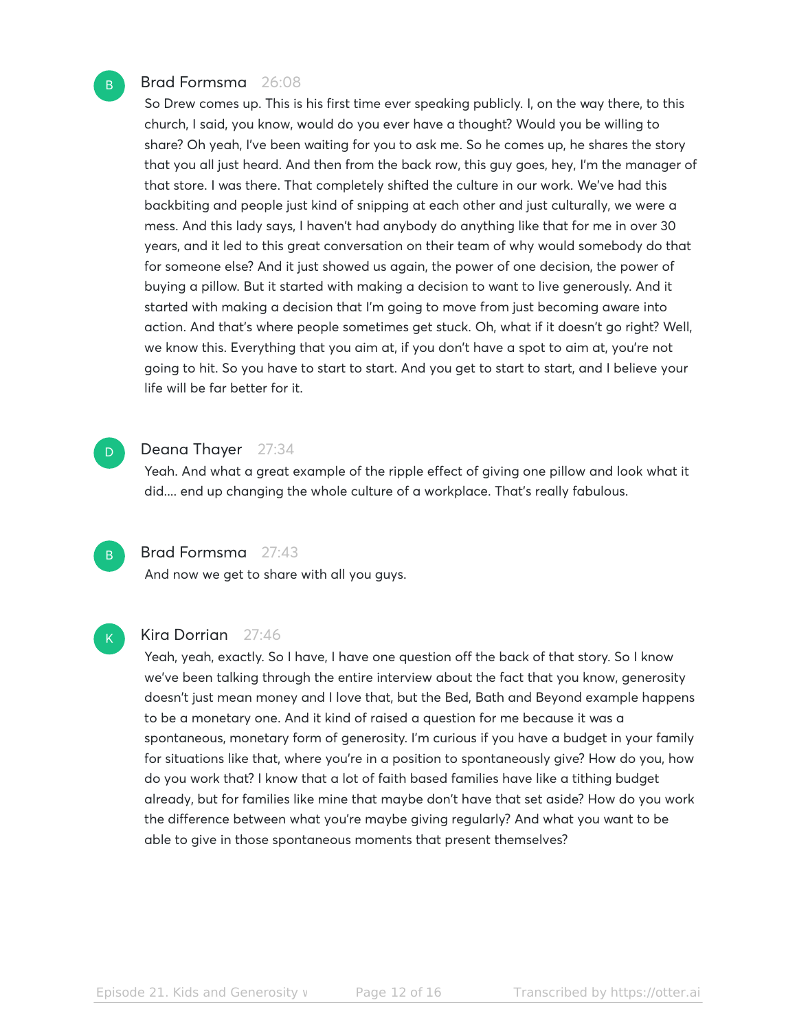**Brad Formsma** 26:08

So Drew comes up. This is his first time ever speaking publicly. I, on the way there, to this church, I said, you know, would do you ever have a thought? Would you be willing to share? Oh yeah, I've been waiting for you to ask me. So he comes up, he shares the story that you all just heard. And then from the back row, this guy goes, hey, I'm the manager of that store. I was there. That completely shifted the culture in our work. We've had this backbiting and people just kind of snipping at each other and just culturally, we were a mess. And this lady says, I haven't had anybody do anything like that for me in over 30 years, and it led to this great conversation on their team of why would somebody do that for someone else? And it just showed us again, the power of one decision, the power of buying a pillow. But it started with making a decision to want to live generously. And it started with making a decision that I'm going to move from just becoming aware into action. And that's where people sometimes get stuck. Oh, what if it doesn't go right? Well, we know this. Everything that you aim at, if you don't have a spot to aim at, you're not going to hit. So you have to start to start. And you get to start to start, and I believe your life will be far better for it.

**Deana Thayer** 27:34

Yeah. And what a great example of the ripple effect of giving one pillow and look what it did.... end up changing the whole culture of a workplace. That's really fabulous.

**Brad Formsma** 27:43

And now we get to share with all you guys.

**Kira Dorrian** 27:46

Yeah, yeah, exactly. So I have, I have one question off the back of that story. So I know we've been talking through the entire interview about the fact that you know, generosity doesn't just mean money and I love that, but the Bed, Bath and Beyond example happens to be a monetary one. And it kind of raised a question for me because it was a spontaneous, monetary form of generosity. I'm curious if you have a budget in your family for situations like that, where you're in a position to spontaneously give? How do you, how do you work that? I know that a lot of faith based families have like a tithing budget already, but for families like mine that maybe don't have that set aside? How do you work the difference between what you're maybe giving regularly? And what you want to be able to give in those spontaneous moments that present themselves?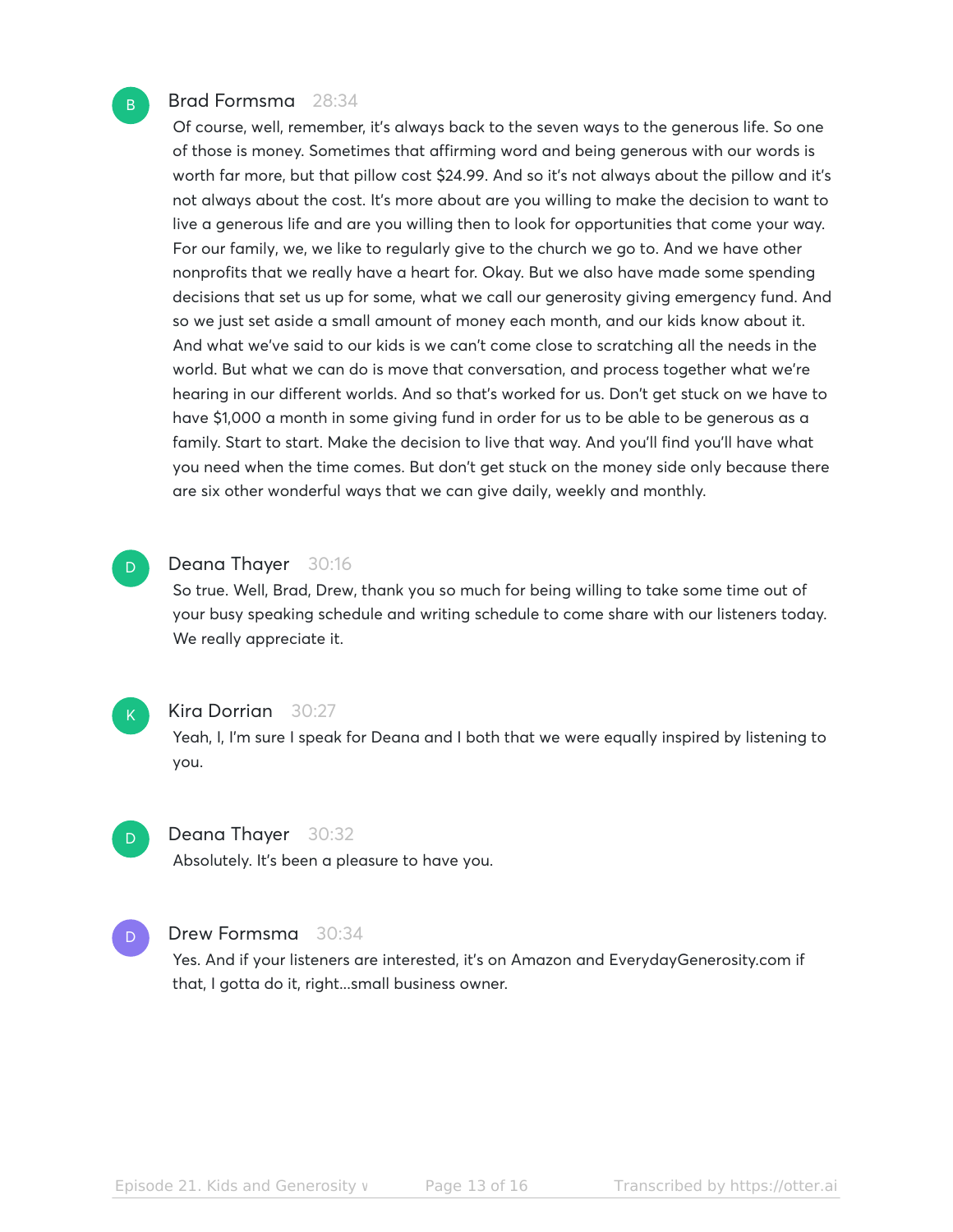**Brad Formsma** 28:34

Of course, well, remember, it's always back to the seven ways to the generous life. So one of those is money. Sometimes that affirming word and being generous with our words is worth far more, but that pillow cost $24.99. And so it's not always about the pillow and it's not always about the cost. It's more about are you willing to make the decision to want to live a generous life and are you willing then to look for opportunities that come your way. For our family, we, we like to regularly give to the church we go to. And we have other nonprofits that we really have a heart for. Okay. But we also have made some spending decisions that set us up for some, what we call our generosity giving emergency fund. And so we just set aside a small amount of money each month, and our kids know about it. And what we've said to our kids is we can't come close to scratching all the needs in the world. But what we can do is move that conversation, and process together what we're hearing in our different worlds. And so that's worked for us. Don't get stuck on we have to have $1,000 a month in some giving fund in order for us to be able to be generous as a family. Start to start. Make the decision to live that way. And you'll find you'll have what you need when the time comes. But don't get stuck on the money side only because there are six other wonderful ways that we can give daily, weekly and monthly.

**Deana Thayer** 30:16

So true. Well, Brad, Drew, thank you so much for being willing to take some time out of your busy speaking schedule and writing schedule to come share with our listeners today. We really appreciate it.

**Kira Dorrian** 30:27

Yeah, I, I'm sure I speak for Deana and I both that we were equally inspired by listening to you.

**Deana Thayer** 30:32

Absolutely. It's been a pleasure to have you.

**Drew Formsma** 30:34

Yes. And if your listeners are interested, it's on Amazon and EverydayGenerosity.com if that, I gotta do it, right...small business owner.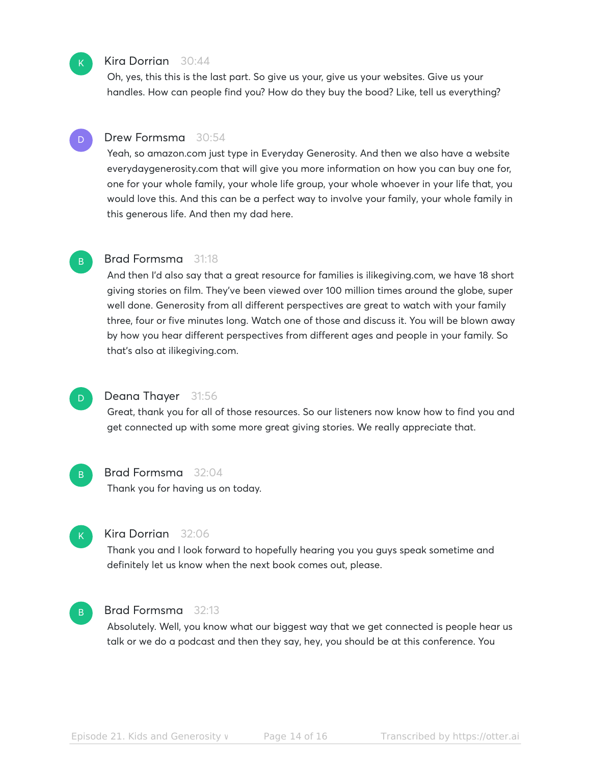**Kira Dorrian** 30:44

Oh, yes, this this is the last part. So give us your, give us your websites. Give us your handles. How can people find you? How do they buy the bood? Like, tell us everything?

**Drew Formsma** 30:54

Yeah, so amazon.com just type in Everyday Generosity. And then we also have a website everydaygenerosity.com that will give you more information on how you can buy one for, one for your whole family, your whole life group, your whole whoever in your life that, you would love this. And this can be a perfect way to involve your family, your whole family in this generous life. And then my dad here.

**Brad Formsma** 31:18

And then I'd also say that a great resource for families is ilikegiving.com, we have 18 short giving stories on film. They've been viewed over 100 million times around the globe, super well done. Generosity from all different perspectives are great to watch with your family three, four or five minutes long. Watch one of those and discuss it. You will be blown away by how you hear different perspectives from different ages and people in your family. So that's also at ilikegiving.com.

**Deana Thayer** 31:56

Great, thank you for all of those resources. So our listeners now know how to find you and get connected up with some more great giving stories. We really appreciate that.

**Brad Formsma** 32:04

Thank you for having us on today.

**Kira Dorrian** 32:06

Thank you and I look forward to hopefully hearing you you guys speak sometime and definitely let us know when the next book comes out, please.

**Brad Formsma** 32:13

Absolutely. Well, you know what our biggest way that we get connected is people hear us talk or we do a podcast and then they say, hey, you should be at this conference. You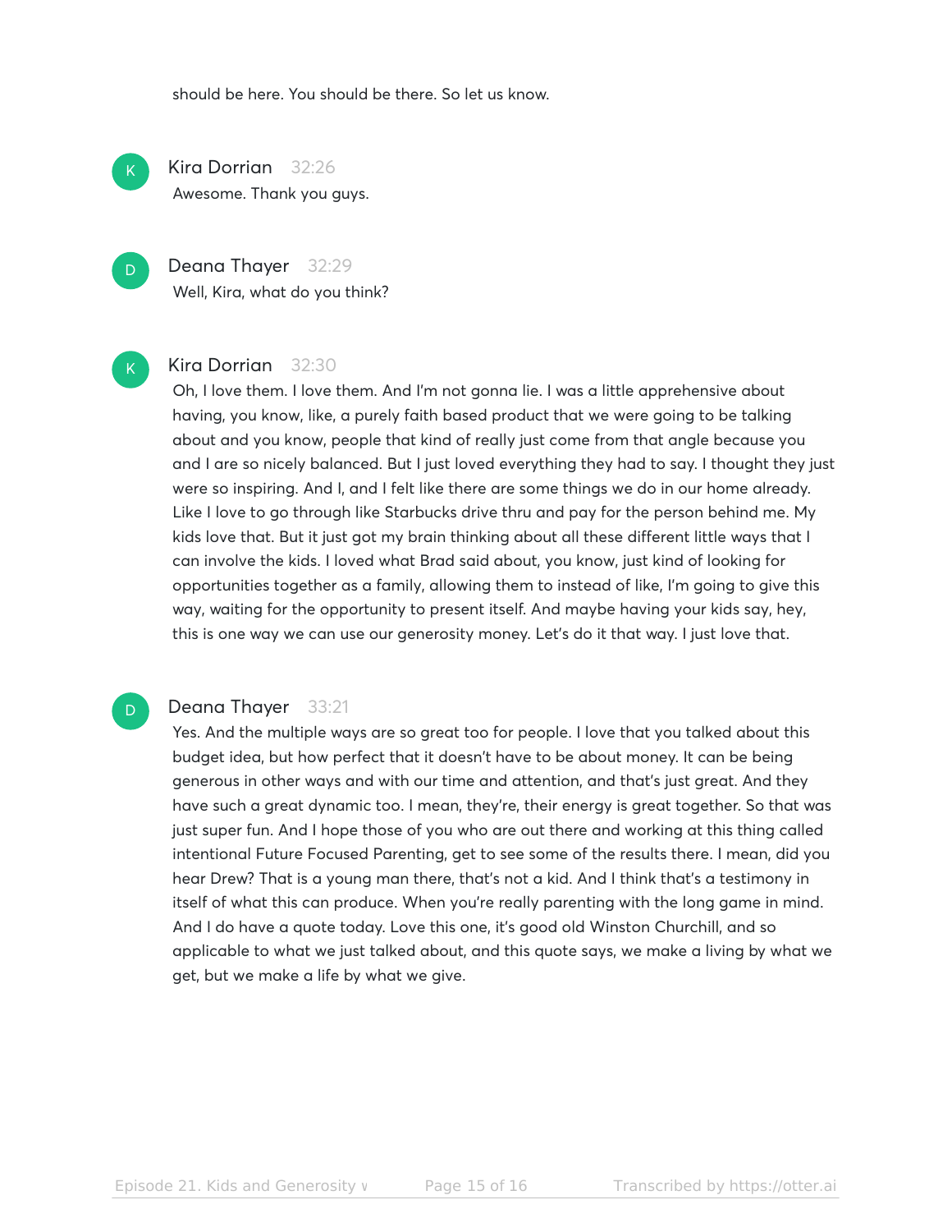should be here. You should be there. So let us know.

**Kira Dorrian** 32:26

Awesome. Thank you guys.

**Deana Thayer** 32:29

Well, Kira, what do you think?

**Kira Dorrian** 32:30

Oh, I love them. I love them. And I'm not gonna lie. I was a little apprehensive about having, you know, like, a purely faith based product that we were going to be talking about and you know, people that kind of really just come from that angle because you and I are so nicely balanced. But I just loved everything they had to say. I thought they just were so inspiring. And I, and I felt like there are some things we do in our home already. Like I love to go through like Starbucks drive thru and pay for the person behind me. My kids love that. But it just got my brain thinking about all these different little ways that I can involve the kids. I loved what Brad said about, you know, just kind of looking for opportunities together as a family, allowing them to instead of like, I'm going to give this way, waiting for the opportunity to present itself. And maybe having your kids say, hey, this is one way we can use our generosity money. Let's do it that way. I just love that.

**Deana Thayer** 33:21

Yes. And the multiple ways are so great too for people. I love that you talked about this budget idea, but how perfect that it doesn't have to be about money. It can be being generous in other ways and with our time and attention, and that's just great. And they have such a great dynamic too. I mean, they're, their energy is great together. So that was just super fun. And I hope those of you who are out there and working at this thing called intentional Future Focused Parenting, get to see some of the results there. I mean, did you hear Drew? That is a young man there, that's not a kid. And I think that's a testimony in itself of what this can produce. When you're really parenting with the long game in mind. And I do have a quote today. Love this one, it's good old Winston Churchill, and so applicable to what we just talked about, and this quote says, we make a living by what we get, but we make a life by what we give.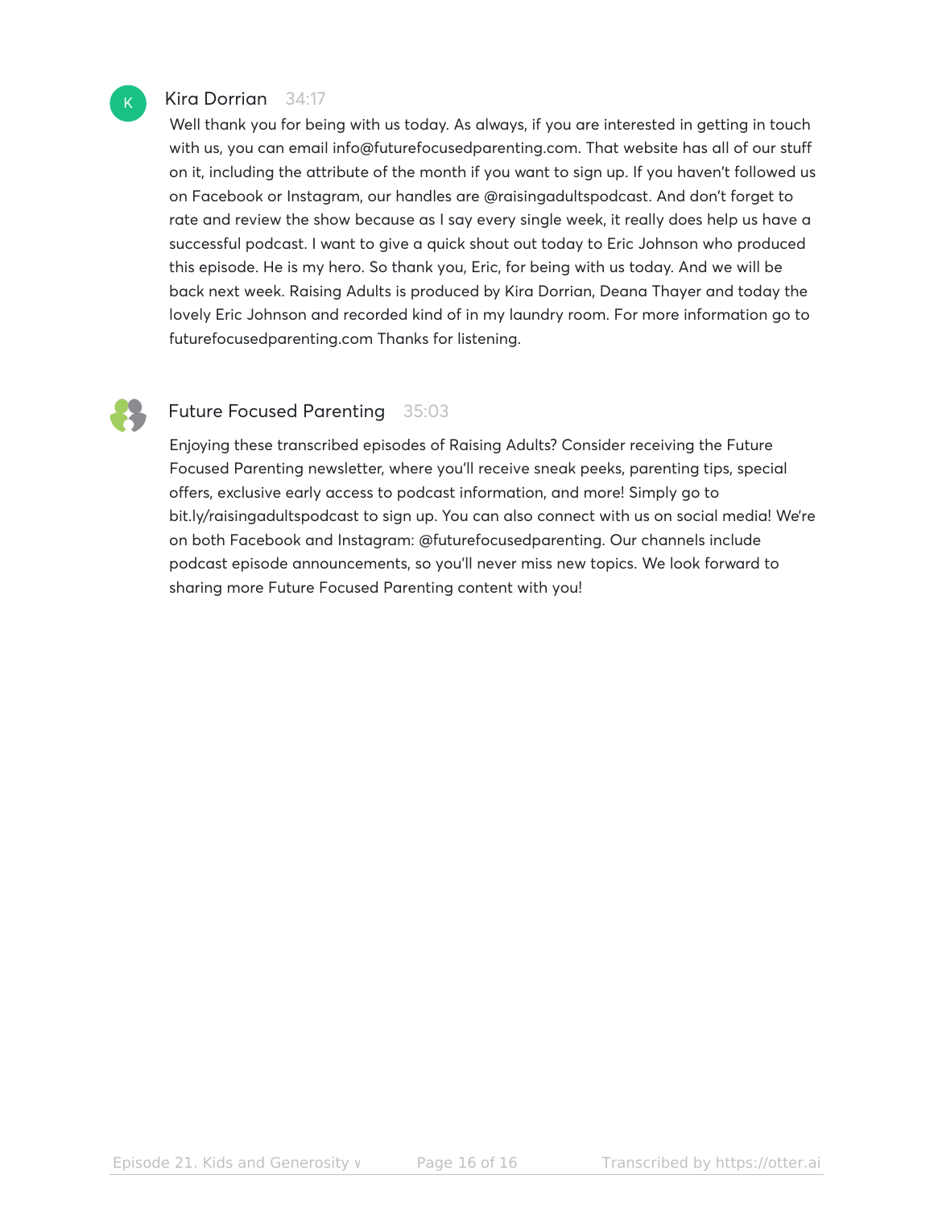Kira Dorrian 34:17

Well thank you for being with us today. As always, if you are interested in getting in touch with us, you can email info@futurefocusedparenting.com. That website has all of our stuff on it, including the attribute of the month if you want to sign up. If you haven't followed us on Facebook or Instagram, our handles are @raisingadultspodcast. And don't forget to rate and review the show because as I say every single week, it really does help us have a successful podcast. I want to give a quick shout out today to Eric Johnson who produced this episode. He is my hero. So thank you, Eric, for being with us today. And we will be back next week. Raising Adults is produced by Kira Dorrian, Deana Thayer and today the lovely Eric Johnson and recorded kind of in my laundry room. For more information go to futurefocusedparenting.com Thanks for listening.

Future Focused Parenting 35:03

Enjoying these transcribed episodes of Raising Adults? Consider receiving the Future Focused Parenting newsletter, where you'll receive sneak peeks, parenting tips, special offers, exclusive early access to podcast information, and more! Simply go to bit.ly/raisingadultspodcast to sign up. You can also connect with us on social media! We're on both Facebook and Instagram: @futurefocusedparenting. Our channels include podcast episode announcements, so you'll never miss new topics. We look forward to sharing more Future Focused Parenting content with you!